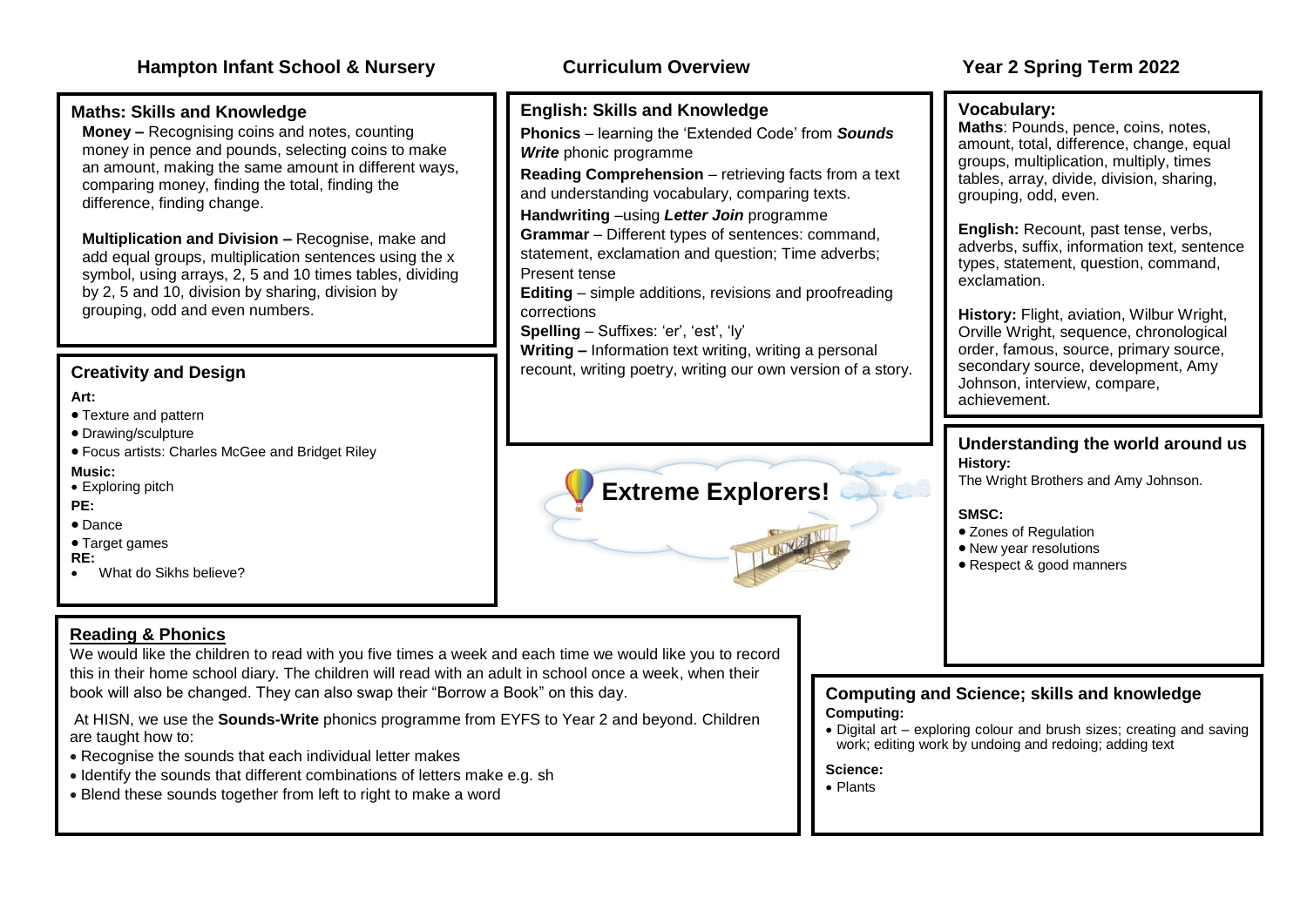# Hampton Infant School & Nursery — Curriculum Overview — Year 2 Spring Term 2022

## Maths: Skills and Knowledge

**Money –** Recognising coins and notes, counting money in pence and pounds, selecting coins to make an amount, making the same amount in different ways, comparing money, finding the total, finding the difference, finding change.

**Multiplication and Division –** Recognise, make and add equal groups, multiplication sentences using the x symbol, using arrays, 2, 5 and 10 times tables, dividing by 2, 5 and 10, division by sharing, division by grouping, odd and even numbers.

## Creativity and Design

**Art:**

- Texture and pattern
- Drawing/sculpture
- Focus artists: Charles McGee and Bridget Riley

**Music:**

- Exploring pitch

**PE:**

- Dance
- Target games

**RE:**

- What do Sikhs believe?

## English: Skills and Knowledge

**Phonics** – learning the 'Extended Code' from ***Sounds Write*** phonic programme

**Reading Comprehension** – retrieving facts from a text and understanding vocabulary, comparing texts.

**Handwriting** –using ***Letter Join*** programme

**Grammar** – Different types of sentences: command, statement, exclamation and question; Time adverbs; Present tense

**Editing** – simple additions, revisions and proofreading corrections

**Spelling** – Suffixes: 'er', 'est', 'ly'

**Writing –** Information text writing, writing a personal recount, writing poetry, writing our own version of a story.

## Extreme Explorers!

## Vocabulary:

**Maths**: Pounds, pence, coins, notes, amount, total, difference, change, equal groups, multiplication, multiply, times tables, array, divide, division, sharing, grouping, odd, even.

**English:** Recount, past tense, verbs, adverbs, suffix, information text, sentence types, statement, question, command, exclamation.

**History:** Flight, aviation, Wilbur Wright, Orville Wright, sequence, chronological order, famous, source, primary source, secondary source, development, Amy Johnson, interview, compare, achievement.

## Understanding the world around us

**History:**

The Wright Brothers and Amy Johnson.

**SMSC:**

- Zones of Regulation
- New year resolutions
- Respect & good manners

## Reading & Phonics

We would like the children to read with you five times a week and each time we would like you to record this in their home school diary. The children will read with an adult in school once a week, when their book will also be changed. They can also swap their "Borrow a Book" on this day.

At HISN, we use the **Sounds-Write** phonics programme from EYFS to Year 2 and beyond. Children are taught how to:

- Recognise the sounds that each individual letter makes
- Identify the sounds that different combinations of letters make e.g. sh
- Blend these sounds together from left to right to make a word

## Computing and Science; skills and knowledge

**Computing:**

- Digital art – exploring colour and brush sizes; creating and saving work; editing work by undoing and redoing; adding text

**Science:**

- Plants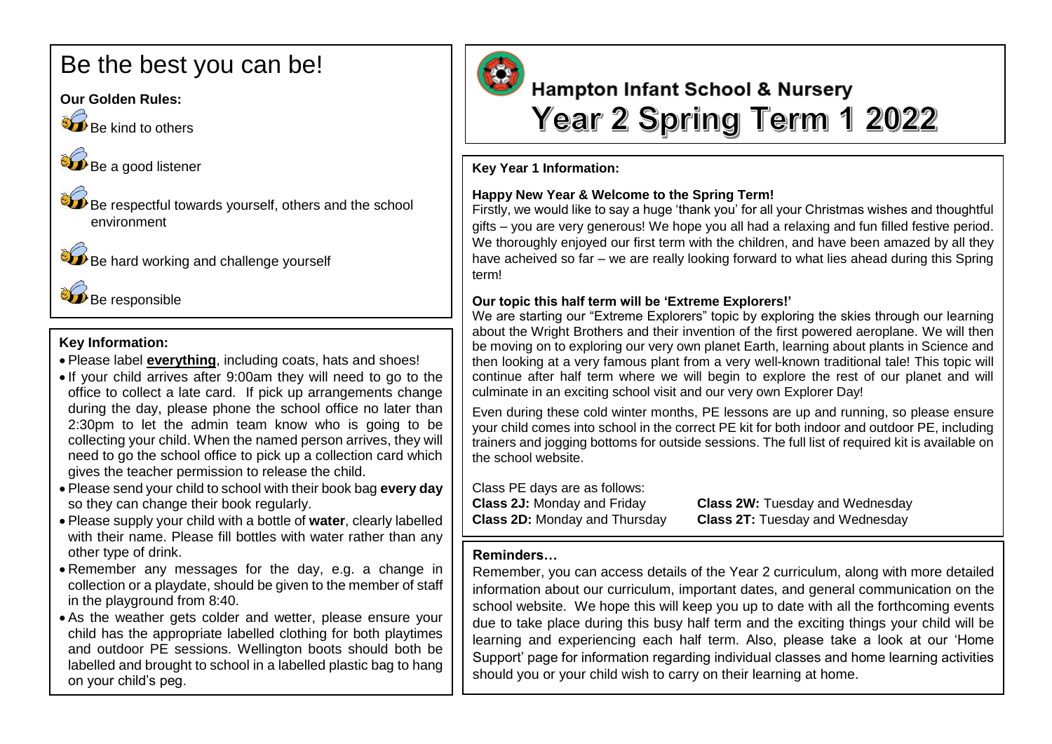# Be the best you can be!

**Our Golden Rules:**

- Be kind to others
- Be a good listener
- Be respectful towards yourself, others and the school environment
- Be hard working and challenge yourself
- Be responsible

**Key Information:**

- Please label **everything**, including coats, hats and shoes!
- If your child arrives after 9:00am they will need to go to the office to collect a late card. If pick up arrangements change during the day, please phone the school office no later than 2:30pm to let the admin team know who is going to be collecting your child. When the named person arrives, they will need to go the school office to pick up a collection card which gives the teacher permission to release the child.
- Please send your child to school with their book bag **every day** so they can change their book regularly.
- Please supply your child with a bottle of **water**, clearly labelled with their name. Please fill bottles with water rather than any other type of drink.
- Remember any messages for the day, e.g. a change in collection or a playdate, should be given to the member of staff in the playground from 8:40.
- As the weather gets colder and wetter, please ensure your child has the appropriate labelled clothing for both playtimes and outdoor PE sessions. Wellington boots should both be labelled and brought to school in a labelled plastic bag to hang on your child's peg.

## Hampton Infant School & Nursery

# Year 2 Spring Term 1 2022

**Key Year 1 Information:**

**Happy New Year & Welcome to the Spring Term!**

Firstly, we would like to say a huge 'thank you' for all your Christmas wishes and thoughtful gifts – you are very generous! We hope you all had a relaxing and fun filled festive period. We thoroughly enjoyed our first term with the children, and have been amazed by all they have acheived so far – we are really looking forward to what lies ahead during this Spring term!

**Our topic this half term will be 'Extreme Explorers!'**

We are starting our "Extreme Explorers" topic by exploring the skies through our learning about the Wright Brothers and their invention of the first powered aeroplane. We will then be moving on to exploring our very own planet Earth, learning about plants in Science and then looking at a very famous plant from a very well-known traditional tale! This topic will continue after half term where we will begin to explore the rest of our planet and will culminate in an exciting school visit and our very own Explorer Day!

Even during these cold winter months, PE lessons are up and running, so please ensure your child comes into school in the correct PE kit for both indoor and outdoor PE, including trainers and jogging bottoms for outside sessions. The full list of required kit is available on the school website.

Class PE days are as follows:

**Class 2J:** Monday and Friday
**Class 2D:** Monday and Thursday
**Class 2W:** Tuesday and Wednesday
**Class 2T:** Tuesday and Wednesday

**Reminders…**

Remember, you can access details of the Year 2 curriculum, along with more detailed information about our curriculum, important dates, and general communication on the school website. We hope this will keep you up to date with all the forthcoming events due to take place during this busy half term and the exciting things your child will be learning and experiencing each half term. Also, please take a look at our 'Home Support' page for information regarding individual classes and home learning activities should you or your child wish to carry on their learning at home.